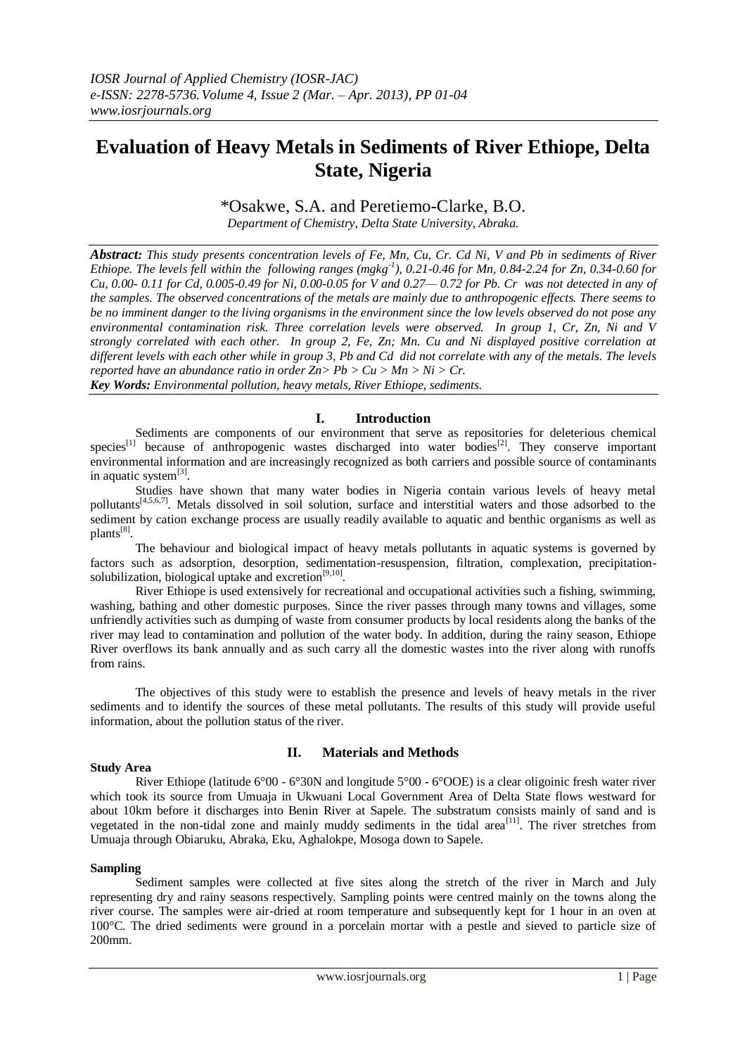*IOSR Journal of Applied Chemistry (IOSR-JAC)*
*e-ISSN: 2278-5736. Volume 4, Issue 2 (Mar. – Apr. 2013), PP 01-04*
*www.iosrjournals.org*

# Evaluation of Heavy Metals in Sediments of River Ethiope, Delta State, Nigeria

*Osakwe, S.A. and Peretiemo-Clarke, B.O.

*Department of Chemistry, Delta State University, Abraka.*

***Abstract:*** *This study presents concentration levels of Fe, Mn, Cu, Cr. Cd Ni, V and Pb in sediments of River Ethiope. The levels fell within the following ranges (mgkg$^{-1}$), 0.21-0.46 for Mn, 0.84-2.24 for Zn, 0.34-0.60 for Cu, 0.00- 0.11 for Cd, 0.005-0.49 for Ni, 0.00-0.05 for V and 0.27— 0.72 for Pb. Cr was not detected in any of the samples. The observed concentrations of the metals are mainly due to anthropogenic effects. There seems to be no imminent danger to the living organisms in the environment since the low levels observed do not pose any environmental contamination risk. Three correlation levels were observed. In group 1, Cr, Zn, Ni and V strongly correlated with each other. In group 2, Fe, Zn; Mn. Cu and Ni displayed positive correlation at different levels with each other while in group 3, Pb and Cd did not correlate with any of the metals. The levels reported have an abundance ratio in order Zn> Pb > Cu > Mn > Ni > Cr.*

***Key Words:*** *Environmental pollution, heavy metals, River Ethiope, sediments.*

## I. Introduction

Sediments are components of our environment that serve as repositories for deleterious chemical species[1] because of anthropogenic wastes discharged into water bodies[2]. They conserve important environmental information and are increasingly recognized as both carriers and possible source of contaminants in aquatic system[3].

Studies have shown that many water bodies in Nigeria contain various levels of heavy metal pollutants[4,5,6,7]. Metals dissolved in soil solution, surface and interstitial waters and those adsorbed to the sediment by cation exchange process are usually readily available to aquatic and benthic organisms as well as plants[8].

The behaviour and biological impact of heavy metals pollutants in aquatic systems is governed by factors such as adsorption, desorption, sedimentation-resuspension, filtration, complexation, precipitation-solubilization, biological uptake and excretion[9,10].

River Ethiope is used extensively for recreational and occupational activities such a fishing, swimming, washing, bathing and other domestic purposes. Since the river passes through many towns and villages, some unfriendly activities such as dumping of waste from consumer products by local residents along the banks of the river may lead to contamination and pollution of the water body. In addition, during the rainy season, Ethiope River overflows its bank annually and as such carry all the domestic wastes into the river along with runoffs from rains.

The objectives of this study were to establish the presence and levels of heavy metals in the river sediments and to identify the sources of these metal pollutants. The results of this study will provide useful information, about the pollution status of the river.

## II. Materials and Methods

### Study Area

River Ethiope (latitude 6°00 - 6°30N and longitude 5°00 - 6°OOE) is a clear oligoinic fresh water river which took its source from Umuaja in Ukwuani Local Government Area of Delta State flows westward for about 10km before it discharges into Benin River at Sapele. The substratum consists mainly of sand and is vegetated in the non-tidal zone and mainly muddy sediments in the tidal area[11]. The river stretches from Umuaja through Obiaruku, Abraka, Eku, Aghalokpe, Mosoga down to Sapele.

### Sampling

Sediment samples were collected at five sites along the stretch of the river in March and July representing dry and rainy seasons respectively. Sampling points were centred mainly on the towns along the river course. The samples were air-dried at room temperature and subsequently kept for 1 hour in an oven at 100°C. The dried sediments were ground in a porcelain mortar with a pestle and sieved to particle size of 200mm.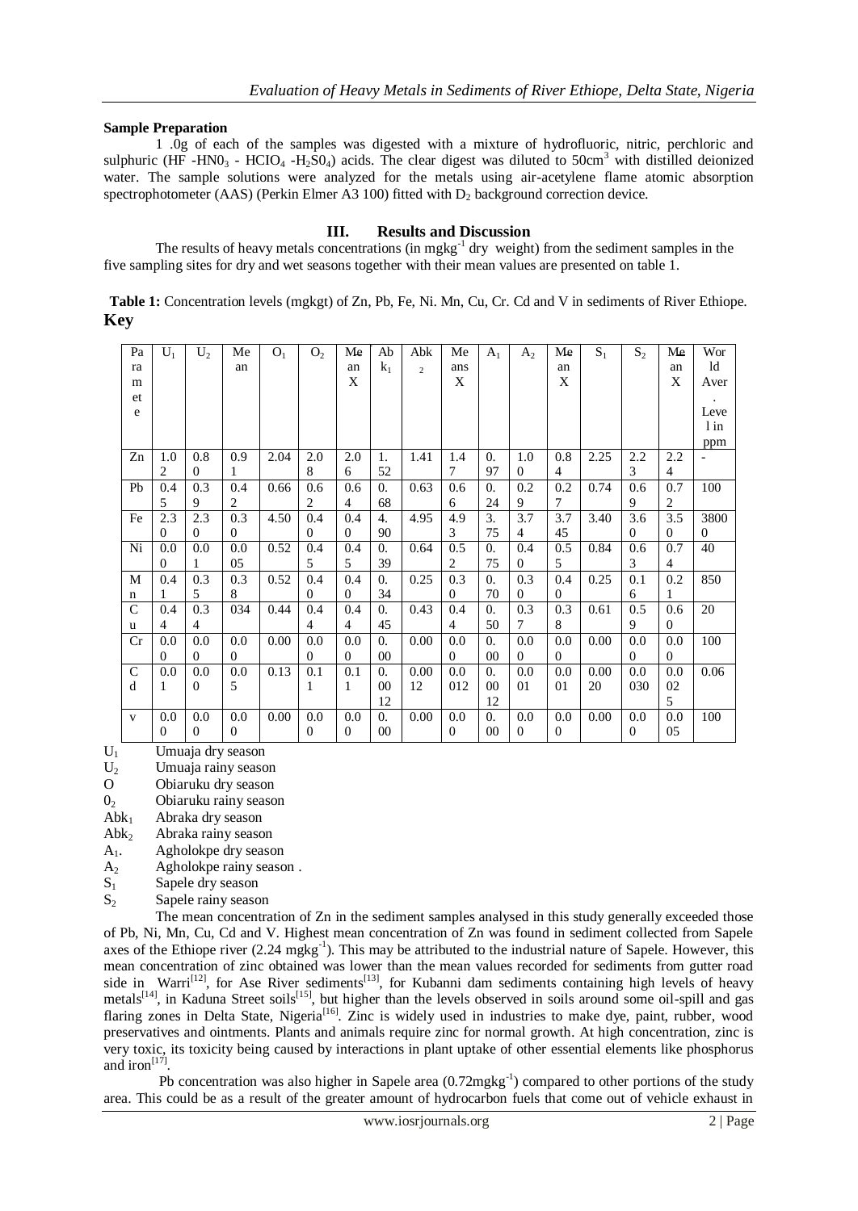**Sample Preparation**

1 .0g of each of the samples was digested with a mixture of hydrofluoric, nitric, perchloric and sulphuric (HF -$HN0_3$ - $HClO_4$ -$H_2S0_4$) acids. The clear digest was diluted to $50cm^3$ with distilled deionized water. The sample solutions were analyzed for the metals using air-acetylene flame atomic absorption spectrophotometer (AAS) (Perkin Elmer A3 100) fitted with $D_2$ background correction device.

## III. Results and Discussion

The results of heavy metals concentrations (in $mgkg^{-1}$ dry weight) from the sediment samples in the five sampling sites for dry and wet seasons together with their mean values are presented on table 1.

**Table 1:** Concentration levels (mgkgt) of Zn, Pb, Fe, Ni. Mn, Cu, Cr. Cd and V in sediments of River Ethiope.

**Key**

| Parameter | $U_1$ | $U_2$ | Mean | $O_1$ | $O_2$ | Mean X | $Abk_1$ | $Abk_2$ | Means X | $A_1$ | $A_2$ | Mean X | $S_1$ | $S_2$ | Mean X | World Aver. Level in ppm |
|---|---|---|---|---|---|---|---|---|---|---|---|---|---|---|---|---|
| Zn | 1.02 | 0.80 | 0.91 | 2.04 | 2.08 | 2.06 | 1.52 | 1.41 | 1.47 | 0.97 | 1.00 | 0.84 | 2.25 | 2.23 | 2.24 | - |
| Pb | 0.45 | 0.39 | 0.42 | 0.66 | 0.62 | 0.64 | 0.68 | 0.63 | 0.66 | 0.24 | 0.29 | 0.27 | 0.74 | 0.69 | 0.72 | 100 |
| Fe | 2.30 | 2.30 | 0.30 | 4.50 | 0.40 | 0.40 | 4.90 | 4.95 | 4.93 | 3.75 | 3.74 | 3.745 | 3.40 | 3.60 | 3.50 | 38000 |
| Ni | 0.00 | 0.01 | 0.005 | 0.52 | 0.45 | 0.45 | 0.39 | 0.64 | 0.52 | 0.75 | 0.40 | 0.55 | 0.84 | 0.63 | 0.74 | 40 |
| Mn | 0.41 | 0.35 | 0.38 | 0.52 | 0.40 | 0.40 | 0.34 | 0.25 | 0.30 | 0.70 | 0.30 | 0.40 | 0.25 | 0.16 | 0.21 | 850 |
| Cu | 0.44 | 0.34 | 034 | 0.44 | 0.44 | 0.44 | 0.45 | 0.43 | 0.44 | 0.50 | 0.37 | 0.38 | 0.61 | 0.59 | 0.60 | 20 |
| Cr | 0.00 | 0.00 | 0.00 | 0.00 | 0.00 | 0.00 | 0.00 | 0.00 | 0.00 | 0.00 | 0.00 | 0.00 | 0.00 | 0.00 | 0.00 | 100 |
| Cd | 0.01 | 0.00 | 0.05 | 0.13 | 0.11 | 0.11 | 0.0012 | 0.0012 | 0.0012 | 0.0012 | 0.001 | 0.001 | 0.0020 | 0.0030 | 0.025 | 0.06 |
| v | 0.00 | 0.00 | 0.00 | 0.00 | 0.00 | 0.00 | 0.00 | 0.00 | 0.00 | 0.00 | 0.00 | 0.00 | 0.00 | 0.00 | 0.005 | 100 |

$U_1$ Umuaja dry season
$U_2$ Umuaja rainy season
O Obiaruku dry season
$0_2$ Obiaruku rainy season
$Abk_1$ Abraka dry season
$Abk_2$ Abraka rainy season
$A_1$. Agholokpe dry season
$A_2$ Agholokpe rainy season .
$S_1$ Sapele dry season
$S_2$ Sapele rainy season

The mean concentration of Zn in the sediment samples analysed in this study generally exceeded those of Pb, Ni, Mn, Cu, Cd and V. Highest mean concentration of Zn was found in sediment collected from Sapele axes of the Ethiope river (2.24 $mgkg^{-1}$). This may be attributed to the industrial nature of Sapele. However, this mean concentration of zinc obtained was lower than the mean values recorded for sediments from gutter road side in Warri[12], for Ase River sediments[13], for Kubanni dam sediments containing high levels of heavy metals[14], in Kaduna Street soils[15], but higher than the levels observed in soils around some oil-spill and gas flaring zones in Delta State, Nigeria[16]. Zinc is widely used in industries to make dye, paint, rubber, wood preservatives and ointments. Plants and animals require zinc for normal growth. At high concentration, zinc is very toxic, its toxicity being caused by interactions in plant uptake of other essential elements like phosphorus and iron[17].

Pb concentration was also higher in Sapele area (0.72$mgkg^{-1}$) compared to other portions of the study area. This could be as a result of the greater amount of hydrocarbon fuels that come out of vehicle exhaust in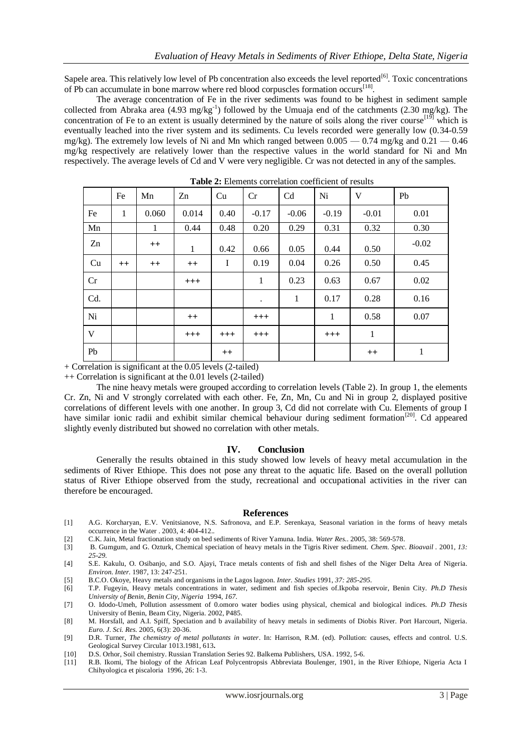Sapele area. This relatively low level of Pb concentration also exceeds the level reported[6]. Toxic concentrations of Pb can accumulate in bone marrow where red blood corpuscles formation occurs[18].

The average concentration of Fe in the river sediments was found to be highest in sediment sample collected from Abraka area (4.93 $mg/kg^{-1}$) followed by the Umuaja end of the catchments (2.30 mg/kg). The concentration of Fe to an extent is usually determined by the nature of soils along the river course[19] which is eventually leached into the river system and its sediments. Cu levels recorded were generally low (0.34-0.59 mg/kg). The extremely low levels of Ni and Mn which ranged between 0.005 — 0.74 mg/kg and 0.21 — 0.46 mg/kg respectively are relatively lower than the respective values in the world standard for Ni and Mn respectively. The average levels of Cd and V were very negligible. Cr was not detected in any of the samples.

**Table 2:** Elements correlation coefficient of results

| | Fe | Mn | Zn | Cu | Cr | Cd | Ni | V | Pb |
|---|---|---|---|---|---|---|---|---|---|
| Fe | 1 | 0.060 | 0.014 | 0.40 | -0.17 | -0.06 | -0.19 | -0.01 | 0.01 |
| Mn | | 1 | 0.44 | 0.48 | 0.20 | 0.29 | 0.31 | 0.32 | 0.30 |
| Zn | | ++ | 1 | 0.42 | 0.66 | 0.05 | 0.44 | 0.50 | -0.02 |
| Cu | ++ | ++ | ++ | I | 0.19 | 0.04 | 0.26 | 0.50 | 0.45 |
| Cr | | | +++ | | 1 | 0.23 | 0.63 | 0.67 | 0.02 |
| Cd. | | | | | . | 1 | 0.17 | 0.28 | 0.16 |
| Ni | | | ++ | | +++ | | 1 | 0.58 | 0.07 |
| V | | | +++ | +++ | +++ | | +++ | 1 | |
| Pb | | | | ++ | | | | ++ | 1 |

+ Correlation is significant at the 0.05 levels (2-tailed)

++ Correlation is significant at the 0.01 levels (2-tailed)

The nine heavy metals were grouped according to correlation levels (Table 2). In group 1, the elements Cr. Zn, Ni and V strongly correlated with each other. Fe, Zn, Mn, Cu and Ni in group 2, displayed positive correlations of different levels with one another. In group 3, Cd did not correlate with Cu. Elements of group I have similar ionic radii and exhibit similar chemical behaviour during sediment formation[20]. Cd appeared slightly evenly distributed but showed no correlation with other metals.

## IV. Conclusion

Generally the results obtained in this study showed low levels of heavy metal accumulation in the sediments of River Ethiope. This does not pose any threat to the aquatic life. Based on the overall pollution status of River Ethiope observed from the study, recreational and occupational activities in the river can therefore be encouraged.

## References

[1] A.G. Korcharyan, E.V. Venitsianove, N.S. Safronova, and E.P. Serenkaya, Seasonal variation in the forms of heavy metals occurrence in the Water . 2003, 4: 404-412..

[2] C.K. Jain, Metal fractionation study on bed sediments of River Yamuna. India. *Water Res.*. 2005, 38: 569-578.

[3] B. Gumgum, and G. Ozturk, Chemical speciation of heavy metals in the Tigris River sediment. *Chem. Spec. Bioavail* . 2001, *13: 25-29.*

[4] S.E. Kakulu, O. Osibanjo, and S.O. Ajayi, Trace metals contents of fish and shell fishes of the Niger Delta Area of Nigeria. *Environ. Inter.* 1987, 13: 247-251.

[5] B.C.O. Okoye, Heavy metals and organisms in the Lagos lagoon. *Inter. Studies* 1991, *37: 285-295.*

[6] T.P. Fugeyin, Heavy metals concentrations in water, sediment and fish species of.Ikpoba reservoir, Benin City. *Ph.D Thesis University of Benin, Benin City, Nigeria* 1994, *167.*

[7] O. Idodo-Umeh, Pollution assessment of 0.omoro water bodies using physical, chemical and biological indices. *Ph.D Thesis* University of Benin, Beam City, Nigeria. 2002, P485.

[8] M. Horsfall, and A.I. Spiff, Speciation and b availability of heavy metals in sediments of Diobis River. Port Harcourt, Nigeria. *Euro. J. Sci. Res.* 2005, 6(3): 20-36.

[9] D.R. Turner, *The chemistry of metal pollutants in water*. In: Harrison, R.M. (ed). Pollution: causes, effects and control. U.S. Geological Survey Circular 1013.1981, 613**.**

[10] D.S. Orhor, Soil chemistry. Russian Translation Series 92. Balkema Publishers, USA. 1992, 5-6.

[11] R.B. Ikomi, The biology of the African Leaf Polycentropsis Abbreviata Boulenger, 1901, in the River Ethiope, Nigeria Acta I Chihyologica et piscaloria 1996, 26: 1-3.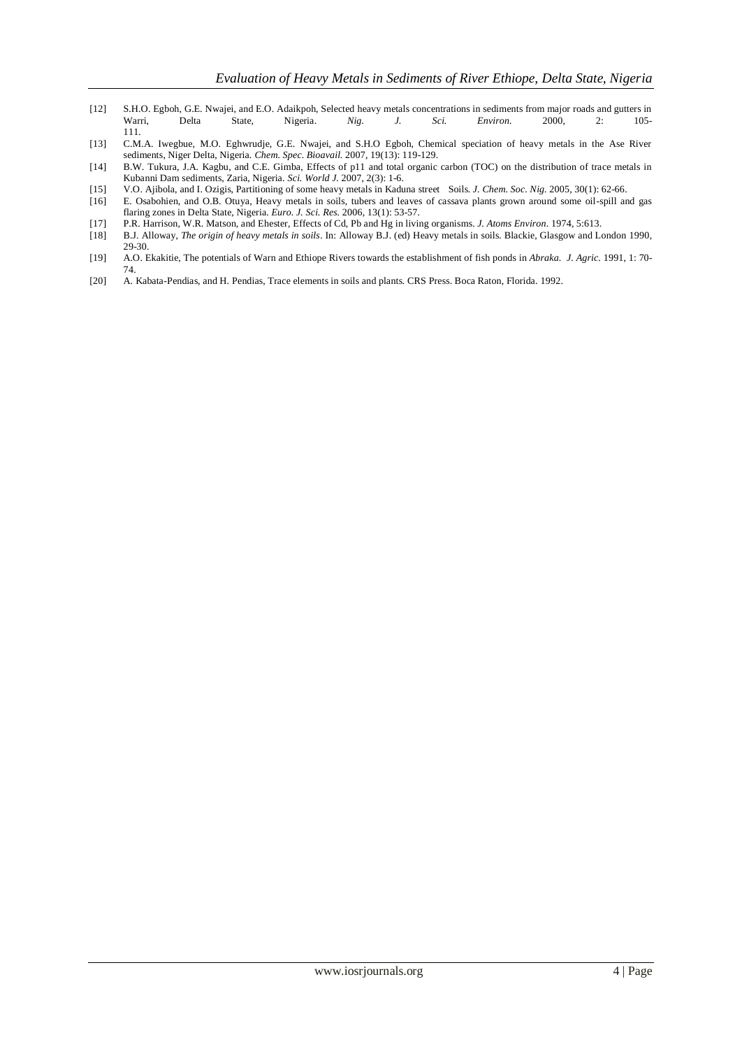[12] S.H.O. Egboh, G.E. Nwajei, and E.O. Adaikpoh, Selected heavy metals concentrations in sediments from major roads and gutters in Warri, Delta State, Nigeria. *Nig. J. Sci. Environ.* 2000, 2: 105-111.

[13] C.M.A. Iwegbue, M.O. Eghwrudje, G.E. Nwajei, and S.H.O Egboh, Chemical speciation of heavy metals in the Ase River sediments, Niger Delta, Nigeria. *Chem. Spec. Bioavail.* 2007, 19(13): 119-129.

[14] B.W. Tukura, J.A. Kagbu, and C.E. Gimba, Effects of p11 and total organic carbon (TOC) on the distribution of trace metals in Kubanni Dam sediments, Zaria, Nigeria. *Sci. World J.* 2007, 2(3): 1-6.

[15] V.O. Ajibola, and I. Ozigis, Partitioning of some heavy metals in Kaduna street Soils. *J. Chem. Soc. Nig.* 2005, 30(1): 62-66.

[16] E. Osabohien, and O.B. Otuya, Heavy metals in soils, tubers and leaves of cassava plants grown around some oil-spill and gas flaring zones in Delta State, Nigeria. *Euro. J. Sci. Res.* 2006, 13(1): 53-57.

[17] P.R. Harrison, W.R. Matson, and Ehester, Effects of Cd, Pb and Hg in living organisms. *J. Atoms Environ.* 1974, 5:613.

[18] B.J. Alloway, *The origin of heavy metals in soils*. In: Alloway B.J. (ed) Heavy metals in soils. Blackie, Glasgow and London 1990, 29-30.

[19] A.O. Ekakitie, The potentials of Warn and Ethiope Rivers towards the establishment of fish ponds in *Abraka. J. Agric.* 1991, 1: 70-74.

[20] A. Kabata-Pendias, and H. Pendias, Trace elements in soils and plants. CRS Press. Boca Raton, Florida. 1992.